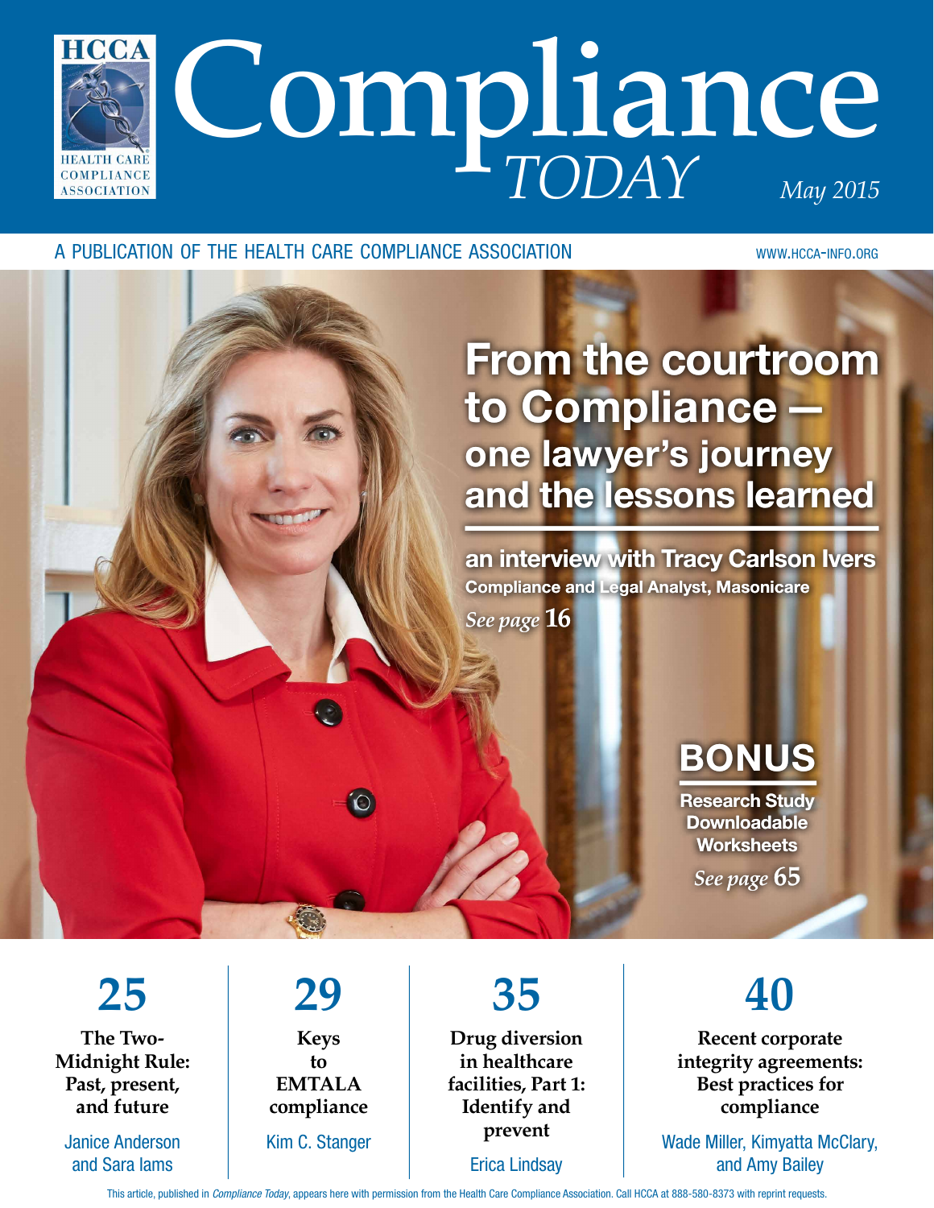HCCA
HEALTH CARE COMPLIANCE ASSOCIATION

# Compliance *TODAY*

*May 2015*

A PUBLICATION OF THE HEALTH CARE COMPLIANCE ASSOCIATION

WWW.HCCA-INFO.ORG

## From the courtroom to Compliance — one lawyer's journey and the lessons learned

**an interview with Tracy Carlson Ivers**
**Compliance and Legal Analyst, Masonicare**

*See page* **16**

## BONUS

**Research Study Downloadable Worksheets**

*See page* **65**

**25**
**The Two-Midnight Rule: Past, present, and future**
Janice Anderson and Sara Iams

**29**
**Keys to EMTALA compliance**
Kim C. Stanger

**35**
**Drug diversion in healthcare facilities, Part 1: Identify and prevent**
Erica Lindsay

**40**
**Recent corporate integrity agreements: Best practices for compliance**
Wade Miller, Kimyatta McClary, and Amy Bailey

This article, published in *Compliance Today*, appears here with permission from the Health Care Compliance Association. Call HCCA at 888-580-8373 with reprint requests.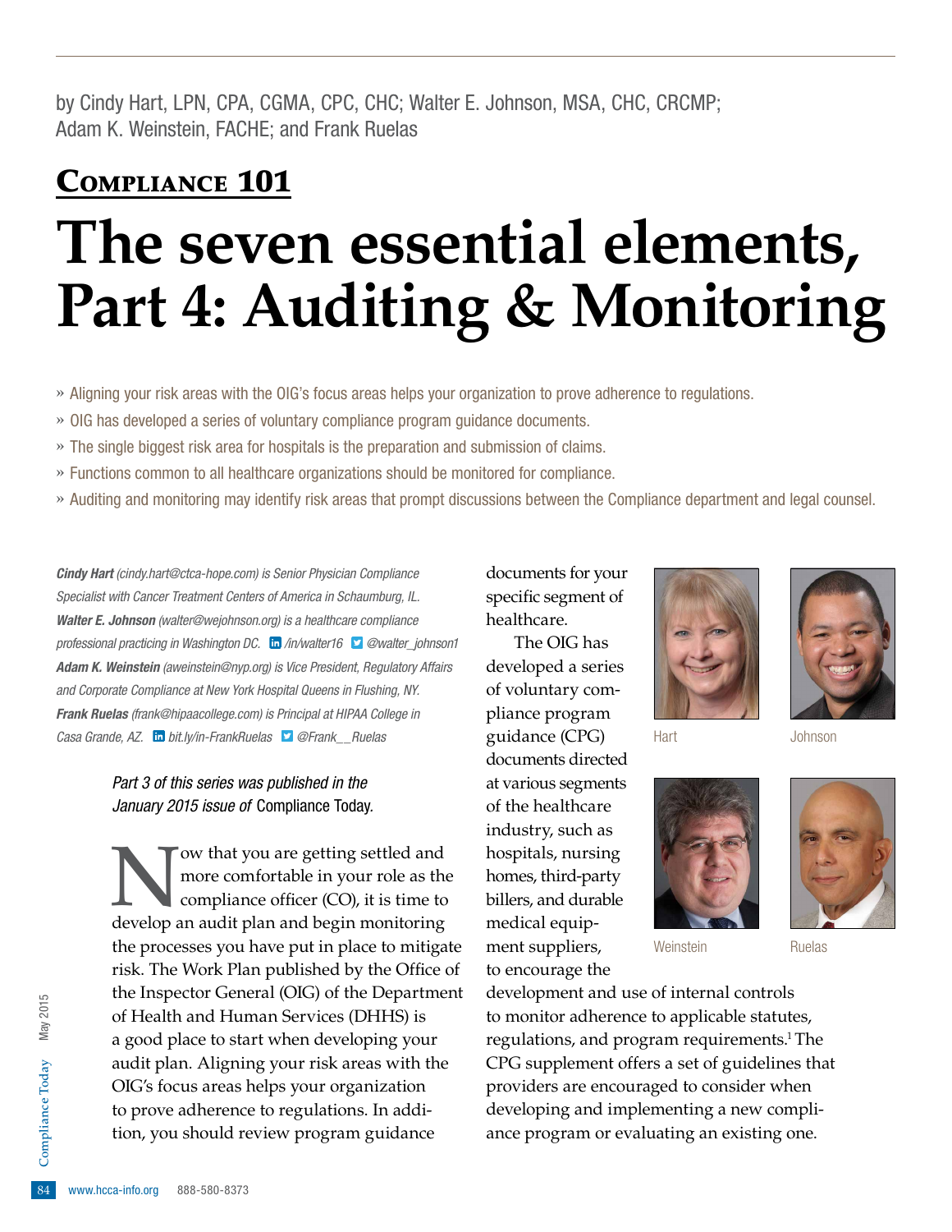by Cindy Hart, LPN, CPA, CGMA, CPC, CHC; Walter E. Johnson, MSA, CHC, CRCMP; Adam K. Weinstein, FACHE; and Frank Ruelas

**COMPLIANCE 101**

# The seven essential elements, Part 4: Auditing & Monitoring

» Aligning your risk areas with the OIG's focus areas helps your organization to prove adherence to regulations.

» OIG has developed a series of voluntary compliance program guidance documents.

» The single biggest risk area for hospitals is the preparation and submission of claims.

» Functions common to all healthcare organizations should be monitored for compliance.

» Auditing and monitoring may identify risk areas that prompt discussions between the Compliance department and legal counsel.

***Cindy Hart*** *(cindy.hart@ctca-hope.com) is Senior Physician Compliance Specialist with Cancer Treatment Centers of America in Schaumburg, IL.* ***Walter E. Johnson*** *(walter@wejohnson.org) is a healthcare compliance professional practicing in Washington DC.* /in/walter16 @walter_johnson1 ***Adam K. Weinstein*** *(aweinstein@nyp.org) is Vice President, Regulatory Affairs and Corporate Compliance at New York Hospital Queens in Flushing, NY.* ***Frank Ruelas*** *(frank@hipaacollege.com) is Principal at HIPAA College in Casa Grande, AZ.* bit.ly/in-FrankRuelas @Frank__Ruelas

*Part 3 of this series was published in the January 2015 issue of* Compliance Today.

Hart Johnson Weinstein Ruelas

Now that you are getting settled and more comfortable in your role as the compliance officer (CO), it is time to develop an audit plan and begin monitoring the processes you have put in place to mitigate risk. The Work Plan published by the Office of the Inspector General (OIG) of the Department of Health and Human Services (DHHS) is a good place to start when developing your audit plan. Aligning your risk areas with the OIG's focus areas helps your organization to prove adherence to regulations. In addition, you should review program guidance documents for your specific segment of healthcare.

The OIG has developed a series of voluntary compliance program guidance (CPG) documents directed at various segments of the healthcare industry, such as hospitals, nursing homes, third-party billers, and durable medical equipment suppliers, to encourage the development and use of internal controls to monitor adherence to applicable statutes, regulations, and program requirements.[1] The CPG supplement offers a set of guidelines that providers are encouraged to consider when developing and implementing a new compliance program or evaluating an existing one.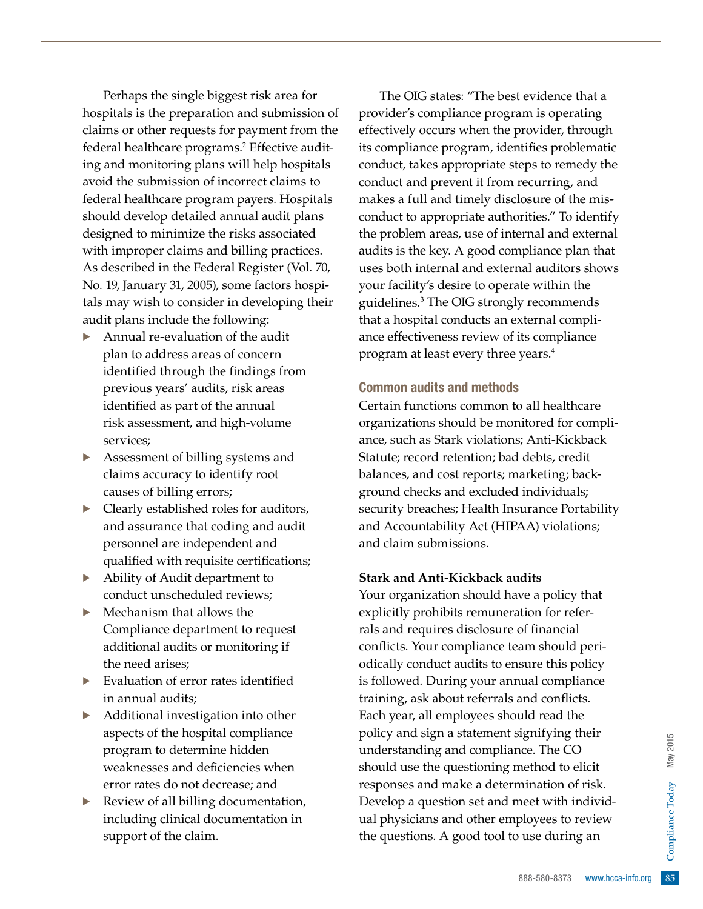Perhaps the single biggest risk area for hospitals is the preparation and submission of claims or other requests for payment from the federal healthcare programs.[2] Effective auditing and monitoring plans will help hospitals avoid the submission of incorrect claims to federal healthcare program payers. Hospitals should develop detailed annual audit plans designed to minimize the risks associated with improper claims and billing practices. As described in the Federal Register (Vol. 70, No. 19, January 31, 2005), some factors hospitals may wish to consider in developing their audit plans include the following:

- Annual re-evaluation of the audit plan to address areas of concern identified through the findings from previous years' audits, risk areas identified as part of the annual risk assessment, and high-volume services;
- Assessment of billing systems and claims accuracy to identify root causes of billing errors;
- Clearly established roles for auditors, and assurance that coding and audit personnel are independent and qualified with requisite certifications;
- Ability of Audit department to conduct unscheduled reviews;
- Mechanism that allows the Compliance department to request additional audits or monitoring if the need arises;
- Evaluation of error rates identified in annual audits;
- Additional investigation into other aspects of the hospital compliance program to determine hidden weaknesses and deficiencies when error rates do not decrease; and
- Review of all billing documentation, including clinical documentation in support of the claim.

The OIG states: "The best evidence that a provider's compliance program is operating effectively occurs when the provider, through its compliance program, identifies problematic conduct, takes appropriate steps to remedy the conduct and prevent it from recurring, and makes a full and timely disclosure of the misconduct to appropriate authorities." To identify the problem areas, use of internal and external audits is the key. A good compliance plan that uses both internal and external auditors shows your facility's desire to operate within the guidelines.[3] The OIG strongly recommends that a hospital conducts an external compliance effectiveness review of its compliance program at least every three years.[4]

## Common audits and methods

Certain functions common to all healthcare organizations should be monitored for compliance, such as Stark violations; Anti-Kickback Statute; record retention; bad debts, credit balances, and cost reports; marketing; background checks and excluded individuals; security breaches; Health Insurance Portability and Accountability Act (HIPAA) violations; and claim submissions.

### Stark and Anti-Kickback audits

Your organization should have a policy that explicitly prohibits remuneration for referrals and requires disclosure of financial conflicts. Your compliance team should periodically conduct audits to ensure this policy is followed. During your annual compliance training, ask about referrals and conflicts. Each year, all employees should read the policy and sign a statement signifying their understanding and compliance. The CO should use the questioning method to elicit responses and make a determination of risk. Develop a question set and meet with individual physicians and other employees to review the questions. A good tool to use during an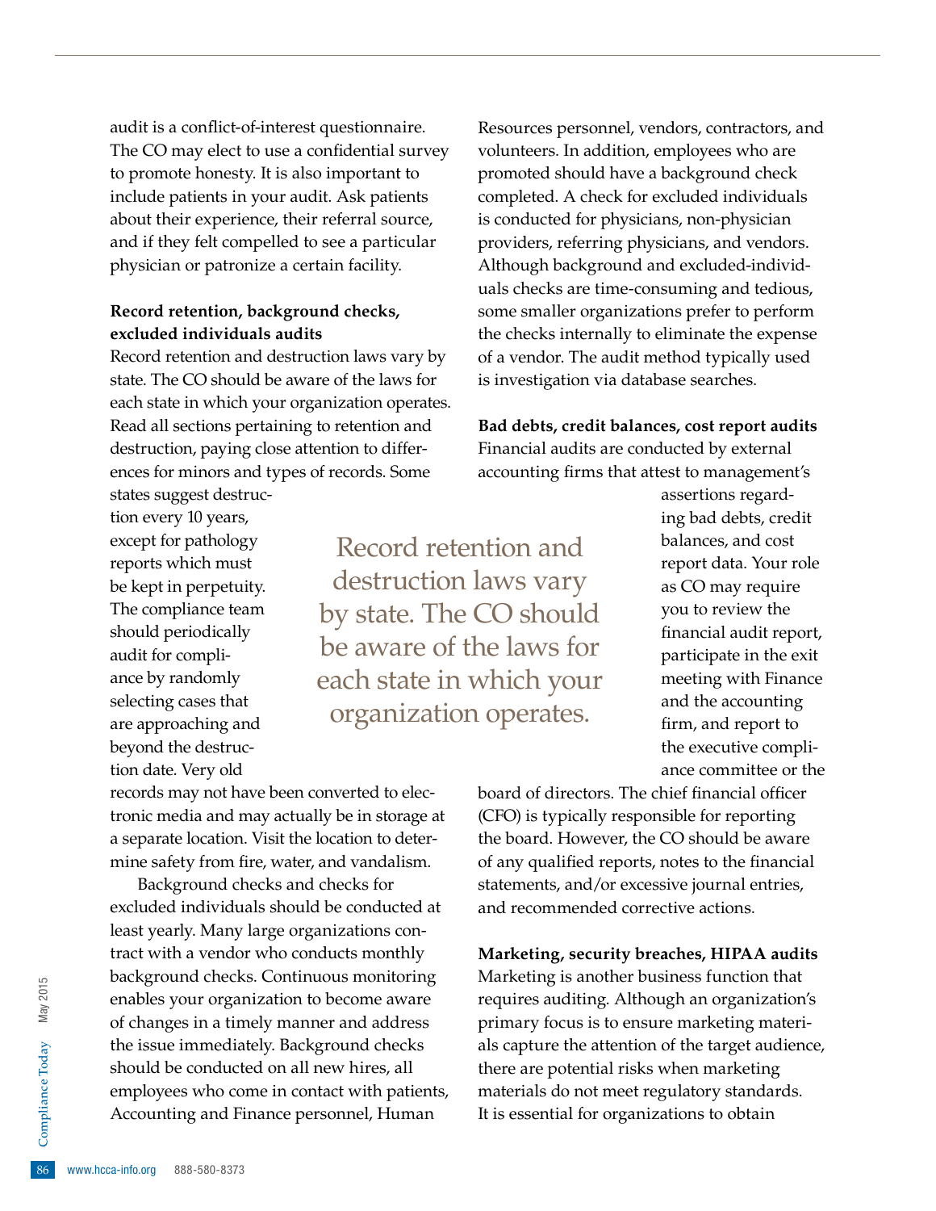audit is a conflict-of-interest questionnaire. The CO may elect to use a confidential survey to promote honesty. It is also important to include patients in your audit. Ask patients about their experience, their referral source, and if they felt compelled to see a particular physician or patronize a certain facility.

**Record retention, background checks, excluded individuals audits**

Record retention and destruction laws vary by state. The CO should be aware of the laws for each state in which your organization operates. Read all sections pertaining to retention and destruction, paying close attention to differences for minors and types of records. Some states suggest destruction every 10 years, except for pathology reports which must be kept in perpetuity. The compliance team should periodically audit for compliance by randomly selecting cases that are approaching and beyond the destruction date. Very old records may not have been converted to electronic media and may actually be in storage at a separate location. Visit the location to determine safety from fire, water, and vandalism.

> Record retention and destruction laws vary by state. The CO should be aware of the laws for each state in which your organization operates.

Background checks and checks for excluded individuals should be conducted at least yearly. Many large organizations contract with a vendor who conducts monthly background checks. Continuous monitoring enables your organization to become aware of changes in a timely manner and address the issue immediately. Background checks should be conducted on all new hires, all employees who come in contact with patients, Accounting and Finance personnel, Human Resources personnel, vendors, contractors, and volunteers. In addition, employees who are promoted should have a background check completed. A check for excluded individuals is conducted for physicians, non-physician providers, referring physicians, and vendors. Although background and excluded-individuals checks are time-consuming and tedious, some smaller organizations prefer to perform the checks internally to eliminate the expense of a vendor. The audit method typically used is investigation via database searches.

**Bad debts, credit balances, cost report audits**

Financial audits are conducted by external accounting firms that attest to management's assertions regarding bad debts, credit balances, and cost report data. Your role as CO may require you to review the financial audit report, participate in the exit meeting with Finance and the accounting firm, and report to the executive compliance committee or the board of directors. The chief financial officer (CFO) is typically responsible for reporting the board. However, the CO should be aware of any qualified reports, notes to the financial statements, and/or excessive journal entries, and recommended corrective actions.

**Marketing, security breaches, HIPAA audits**

Marketing is another business function that requires auditing. Although an organization's primary focus is to ensure marketing materials capture the attention of the target audience, there are potential risks when marketing materials do not meet regulatory standards. It is essential for organizations to obtain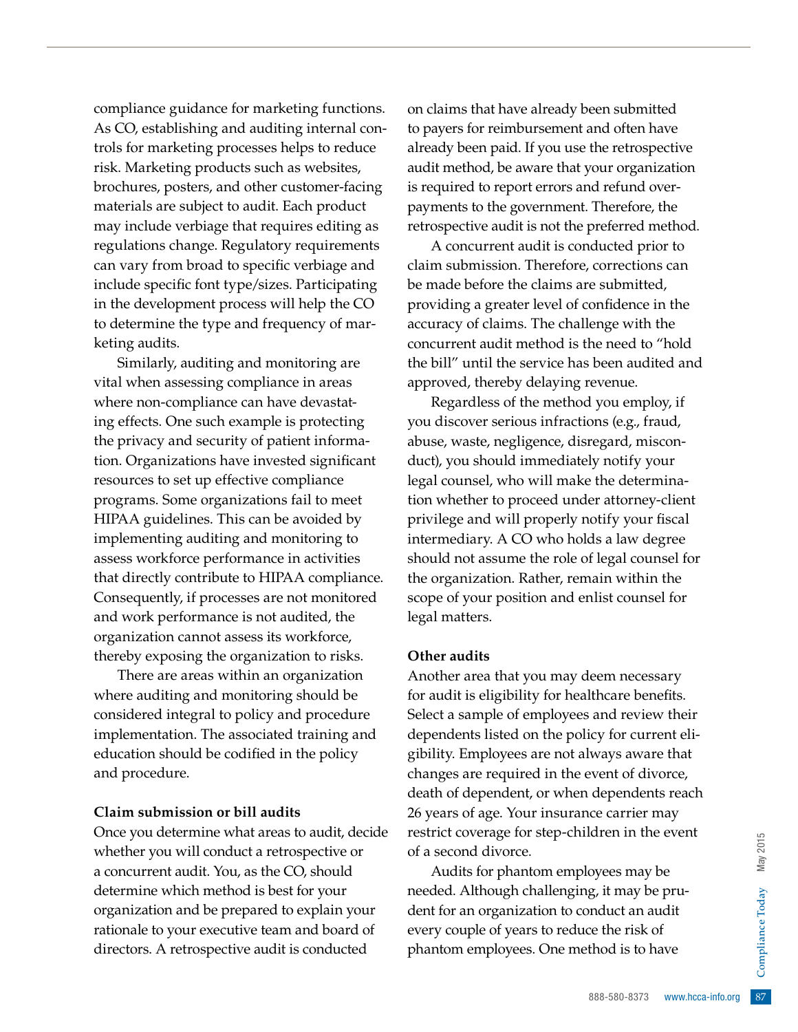compliance guidance for marketing functions. As CO, establishing and auditing internal controls for marketing processes helps to reduce risk. Marketing products such as websites, brochures, posters, and other customer-facing materials are subject to audit. Each product may include verbiage that requires editing as regulations change. Regulatory requirements can vary from broad to specific verbiage and include specific font type/sizes. Participating in the development process will help the CO to determine the type and frequency of marketing audits.

Similarly, auditing and monitoring are vital when assessing compliance in areas where non-compliance can have devastating effects. One such example is protecting the privacy and security of patient information. Organizations have invested significant resources to set up effective compliance programs. Some organizations fail to meet HIPAA guidelines. This can be avoided by implementing auditing and monitoring to assess workforce performance in activities that directly contribute to HIPAA compliance. Consequently, if processes are not monitored and work performance is not audited, the organization cannot assess its workforce, thereby exposing the organization to risks.

There are areas within an organization where auditing and monitoring should be considered integral to policy and procedure implementation. The associated training and education should be codified in the policy and procedure.

**Claim submission or bill audits**

Once you determine what areas to audit, decide whether you will conduct a retrospective or a concurrent audit. You, as the CO, should determine which method is best for your organization and be prepared to explain your rationale to your executive team and board of directors. A retrospective audit is conducted on claims that have already been submitted to payers for reimbursement and often have already been paid. If you use the retrospective audit method, be aware that your organization is required to report errors and refund overpayments to the government. Therefore, the retrospective audit is not the preferred method.

A concurrent audit is conducted prior to claim submission. Therefore, corrections can be made before the claims are submitted, providing a greater level of confidence in the accuracy of claims. The challenge with the concurrent audit method is the need to "hold the bill" until the service has been audited and approved, thereby delaying revenue.

Regardless of the method you employ, if you discover serious infractions (e.g., fraud, abuse, waste, negligence, disregard, misconduct), you should immediately notify your legal counsel, who will make the determination whether to proceed under attorney-client privilege and will properly notify your fiscal intermediary. A CO who holds a law degree should not assume the role of legal counsel for the organization. Rather, remain within the scope of your position and enlist counsel for legal matters.

**Other audits**

Another area that you may deem necessary for audit is eligibility for healthcare benefits. Select a sample of employees and review their dependents listed on the policy for current eligibility. Employees are not always aware that changes are required in the event of divorce, death of dependent, or when dependents reach 26 years of age. Your insurance carrier may restrict coverage for step-children in the event of a second divorce.

Audits for phantom employees may be needed. Although challenging, it may be prudent for an organization to conduct an audit every couple of years to reduce the risk of phantom employees. One method is to have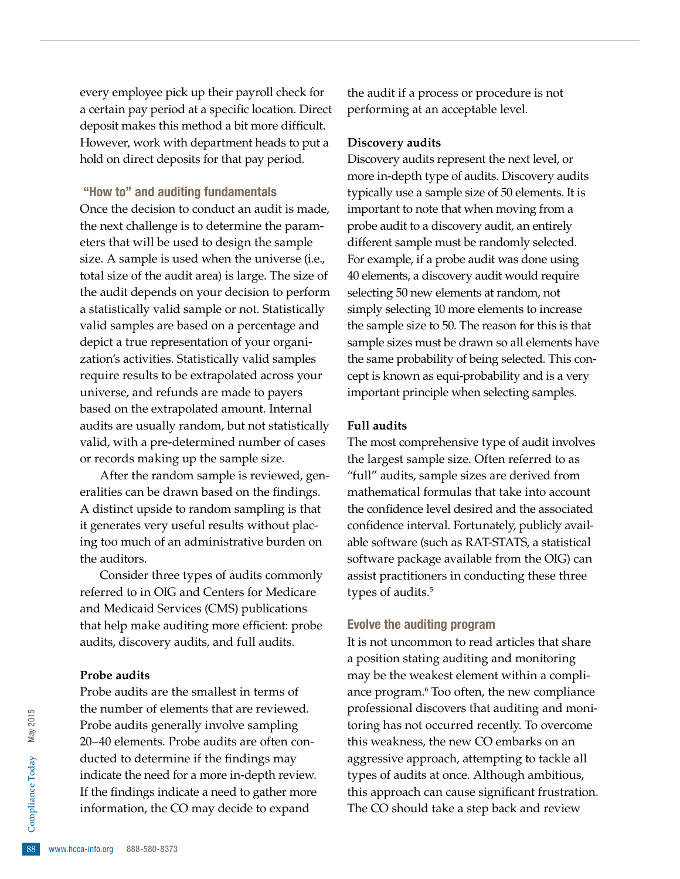every employee pick up their payroll check for a certain pay period at a specific location. Direct deposit makes this method a bit more difficult. However, work with department heads to put a hold on direct deposits for that pay period.

## "How to" and auditing fundamentals

Once the decision to conduct an audit is made, the next challenge is to determine the parameters that will be used to design the sample size. A sample is used when the universe (i.e., total size of the audit area) is large. The size of the audit depends on your decision to perform a statistically valid sample or not. Statistically valid samples are based on a percentage and depict a true representation of your organization's activities. Statistically valid samples require results to be extrapolated across your universe, and refunds are made to payers based on the extrapolated amount. Internal audits are usually random, but not statistically valid, with a pre-determined number of cases or records making up the sample size.

After the random sample is reviewed, generalities can be drawn based on the findings. A distinct upside to random sampling is that it generates very useful results without placing too much of an administrative burden on the auditors.

Consider three types of audits commonly referred to in OIG and Centers for Medicare and Medicaid Services (CMS) publications that help make auditing more efficient: probe audits, discovery audits, and full audits.

### Probe audits

Probe audits are the smallest in terms of the number of elements that are reviewed. Probe audits generally involve sampling 20–40 elements. Probe audits are often conducted to determine if the findings may indicate the need for a more in-depth review. If the findings indicate a need to gather more information, the CO may decide to expand the audit if a process or procedure is not performing at an acceptable level.

### Discovery audits

Discovery audits represent the next level, or more in-depth type of audits. Discovery audits typically use a sample size of 50 elements. It is important to note that when moving from a probe audit to a discovery audit, an entirely different sample must be randomly selected. For example, if a probe audit was done using 40 elements, a discovery audit would require selecting 50 new elements at random, not simply selecting 10 more elements to increase the sample size to 50. The reason for this is that sample sizes must be drawn so all elements have the same probability of being selected. This concept is known as equi-probability and is a very important principle when selecting samples.

### Full audits

The most comprehensive type of audit involves the largest sample size. Often referred to as "full" audits, sample sizes are derived from mathematical formulas that take into account the confidence level desired and the associated confidence interval. Fortunately, publicly available software (such as RAT-STATS, a statistical software package available from the OIG) can assist practitioners in conducting these three types of audits.[5]

## Evolve the auditing program

It is not uncommon to read articles that share a position stating auditing and monitoring may be the weakest element within a compliance program.[6] Too often, the new compliance professional discovers that auditing and monitoring has not occurred recently. To overcome this weakness, the new CO embarks on an aggressive approach, attempting to tackle all types of audits at once. Although ambitious, this approach can cause significant frustration. The CO should take a step back and review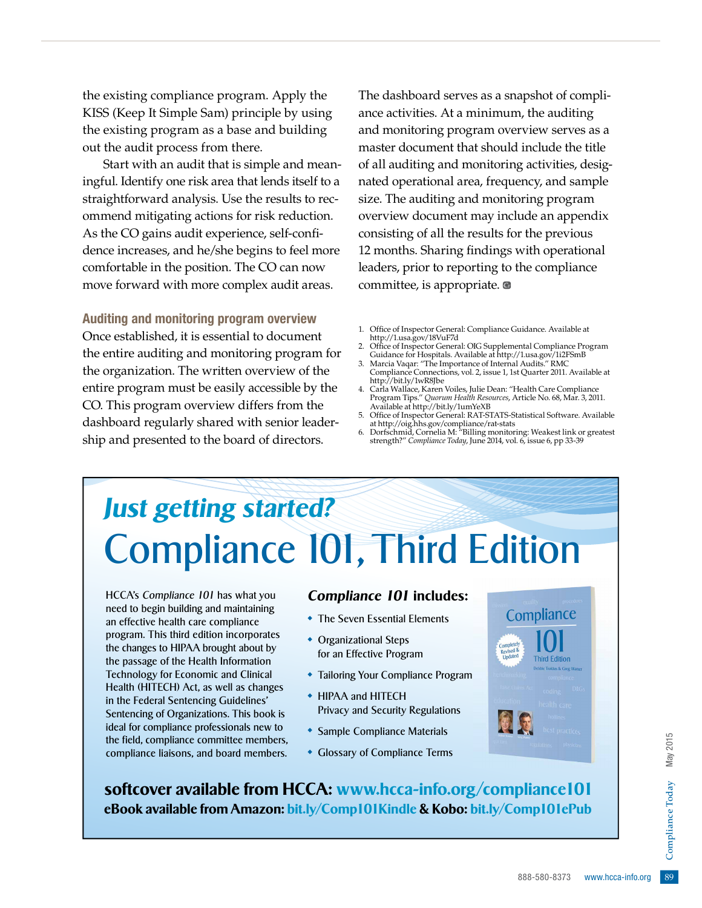the existing compliance program. Apply the KISS (Keep It Simple Sam) principle by using the existing program as a base and building out the audit process from there.

Start with an audit that is simple and meaningful. Identify one risk area that lends itself to a straightforward analysis. Use the results to recommend mitigating actions for risk reduction. As the CO gains audit experience, self-confidence increases, and he/she begins to feel more comfortable in the position. The CO can now move forward with more complex audit areas.

### Auditing and monitoring program overview

Once established, it is essential to document the entire auditing and monitoring program for the organization. The written overview of the entire program must be easily accessible by the CO. This program overview differs from the dashboard regularly shared with senior leadership and presented to the board of directors.

The dashboard serves as a snapshot of compliance activities. At a minimum, the auditing and monitoring program overview serves as a master document that should include the title of all auditing and monitoring activities, designated operational area, frequency, and sample size. The auditing and monitoring program overview document may include an appendix consisting of all the results for the previous 12 months. Sharing findings with operational leaders, prior to reporting to the compliance committee, is appropriate.

1. Office of Inspector General: Compliance Guidance. Available at http://1.usa.gov/18VuF7d
2. Office of Inspector General: OIG Supplemental Compliance Program Guidance for Hospitals. Available at http://1.usa.gov/1i2FSmB
3. Marcia Vaqar: "The Importance of Internal Audits." RMC Compliance Connections, vol. 2, issue 1, 1st Quarter 2011. Available at http://bit.ly/1wR8Jbe
4. Carla Wallace, Karen Voiles, Julie Dean: "Health Care Compliance Program Tips." *Quorum Health Resources*, Article No. 68, Mar. 3, 2011. Available at http://bit.ly/1umYeXB
5. Office of Inspector General: RAT-STATS-Statistical Software. Available at http://oig.hhs.gov/compliance/rat-stats
6. Dorfschmid, Cornelia M: "Billing monitoring: Weakest link or greatest strength?" *Compliance Today*, June 2014, vol. 6, issue 6, pp 33-39

## *Just getting started?*

# Compliance 101, Third Edition

HCCA's *Compliance 101* has what you need to begin building and maintaining an effective health care compliance program. This third edition incorporates the changes to HIPAA brought about by the passage of the Health Information Technology for Economic and Clinical Health (HITECH) Act, as well as changes in the Federal Sentencing Guidelines' Sentencing of Organizations. This book is ideal for compliance professionals new to the field, compliance committee members, compliance liaisons, and board members.

***Compliance 101* includes:**

- The Seven Essential Elements
- Organizational Steps for an Effective Program
- Tailoring Your Compliance Program
- HIPAA and HITECH Privacy and Security Regulations
- Sample Compliance Materials
- Glossary of Compliance Terms

**softcover available from HCCA: www.hcca-info.org/compliance101**

**eBook available from Amazon: bit.ly/Comp101Kindle & Kobo: bit.ly/Comp101ePub**